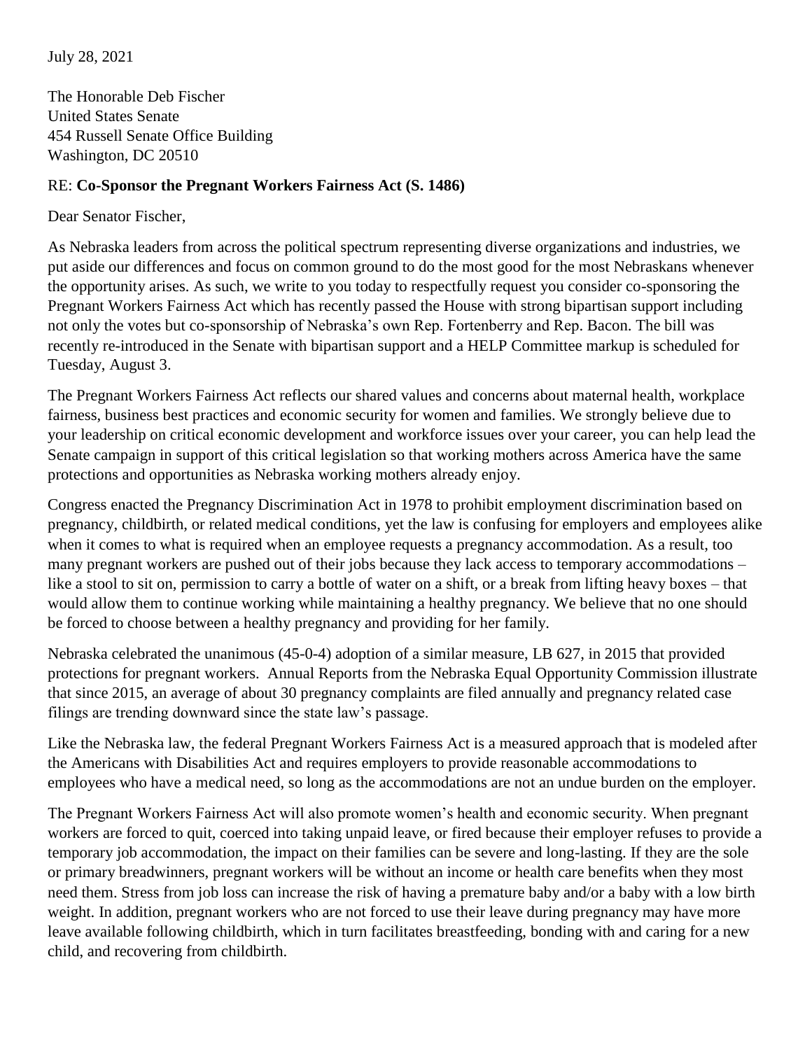July 28, 2021

The Honorable Deb Fischer
United States Senate
454 Russell Senate Office Building
Washington, DC 20510

RE: **Co-Sponsor the Pregnant Workers Fairness Act (S. 1486)**

Dear Senator Fischer,

As Nebraska leaders from across the political spectrum representing diverse organizations and industries, we put aside our differences and focus on common ground to do the most good for the most Nebraskans whenever the opportunity arises. As such, we write to you today to respectfully request you consider co-sponsoring the Pregnant Workers Fairness Act which has recently passed the House with strong bipartisan support including not only the votes but co-sponsorship of Nebraska's own Rep. Fortenberry and Rep. Bacon. The bill was recently re-introduced in the Senate with bipartisan support and a HELP Committee markup is scheduled for Tuesday, August 3.

The Pregnant Workers Fairness Act reflects our shared values and concerns about maternal health, workplace fairness, business best practices and economic security for women and families. We strongly believe due to your leadership on critical economic development and workforce issues over your career, you can help lead the Senate campaign in support of this critical legislation so that working mothers across America have the same protections and opportunities as Nebraska working mothers already enjoy.

Congress enacted the Pregnancy Discrimination Act in 1978 to prohibit employment discrimination based on pregnancy, childbirth, or related medical conditions, yet the law is confusing for employers and employees alike when it comes to what is required when an employee requests a pregnancy accommodation. As a result, too many pregnant workers are pushed out of their jobs because they lack access to temporary accommodations – like a stool to sit on, permission to carry a bottle of water on a shift, or a break from lifting heavy boxes – that would allow them to continue working while maintaining a healthy pregnancy. We believe that no one should be forced to choose between a healthy pregnancy and providing for her family.

Nebraska celebrated the unanimous (45-0-4) adoption of a similar measure, LB 627, in 2015 that provided protections for pregnant workers. Annual Reports from the Nebraska Equal Opportunity Commission illustrate that since 2015, an average of about 30 pregnancy complaints are filed annually and pregnancy related case filings are trending downward since the state law's passage.

Like the Nebraska law, the federal Pregnant Workers Fairness Act is a measured approach that is modeled after the Americans with Disabilities Act and requires employers to provide reasonable accommodations to employees who have a medical need, so long as the accommodations are not an undue burden on the employer.

The Pregnant Workers Fairness Act will also promote women's health and economic security. When pregnant workers are forced to quit, coerced into taking unpaid leave, or fired because their employer refuses to provide a temporary job accommodation, the impact on their families can be severe and long-lasting. If they are the sole or primary breadwinners, pregnant workers will be without an income or health care benefits when they most need them. Stress from job loss can increase the risk of having a premature baby and/or a baby with a low birth weight. In addition, pregnant workers who are not forced to use their leave during pregnancy may have more leave available following childbirth, which in turn facilitates breastfeeding, bonding with and caring for a new child, and recovering from childbirth.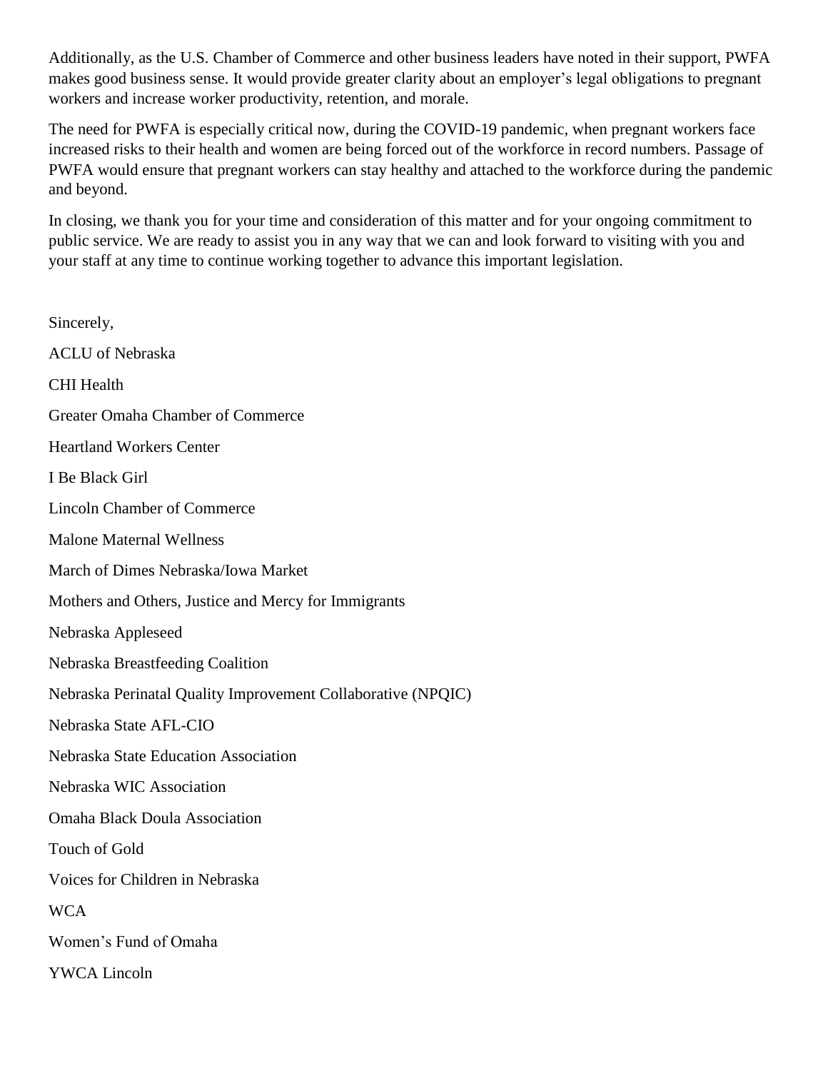Additionally, as the U.S. Chamber of Commerce and other business leaders have noted in their support, PWFA makes good business sense. It would provide greater clarity about an employer's legal obligations to pregnant workers and increase worker productivity, retention, and morale.

The need for PWFA is especially critical now, during the COVID-19 pandemic, when pregnant workers face increased risks to their health and women are being forced out of the workforce in record numbers. Passage of PWFA would ensure that pregnant workers can stay healthy and attached to the workforce during the pandemic and beyond.

In closing, we thank you for your time and consideration of this matter and for your ongoing commitment to public service. We are ready to assist you in any way that we can and look forward to visiting with you and your staff at any time to continue working together to advance this important legislation.

Sincerely,

ACLU of Nebraska

CHI Health

Greater Omaha Chamber of Commerce

Heartland Workers Center

I Be Black Girl

Lincoln Chamber of Commerce

Malone Maternal Wellness

March of Dimes Nebraska/Iowa Market

Mothers and Others, Justice and Mercy for Immigrants

Nebraska Appleseed

Nebraska Breastfeeding Coalition

Nebraska Perinatal Quality Improvement Collaborative (NPQIC)

Nebraska State AFL-CIO

Nebraska State Education Association

Nebraska WIC Association

Omaha Black Doula Association

Touch of Gold

Voices for Children in Nebraska

WCA

Women's Fund of Omaha

YWCA Lincoln